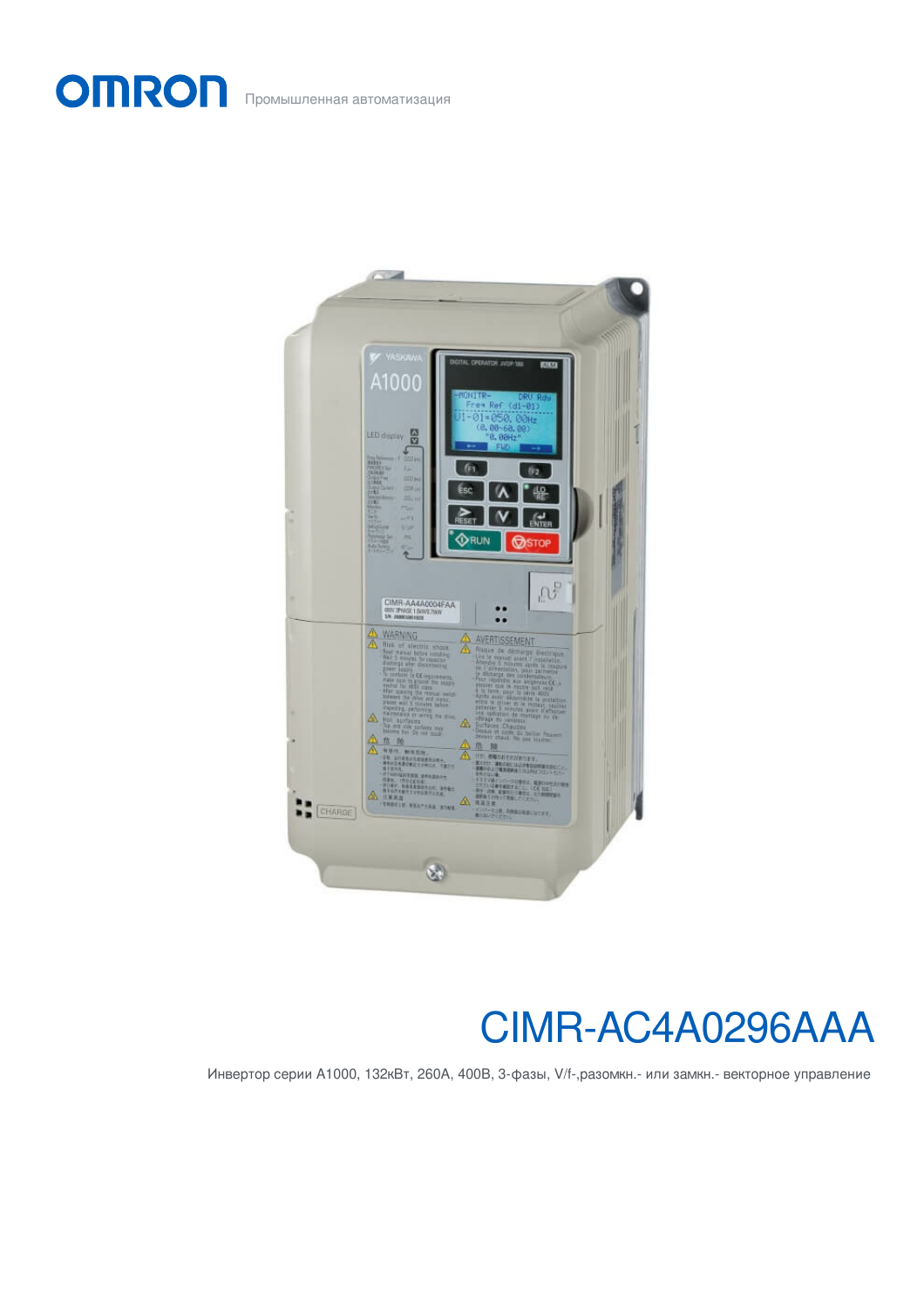OMRON Промышленная автоматизация

# CIMR-AC4A0296AAA

Инвертор серии A1000, 132кВт, 260A, 400В, 3-фазы, V/f-,разомкн.- или замкн.- векторное управление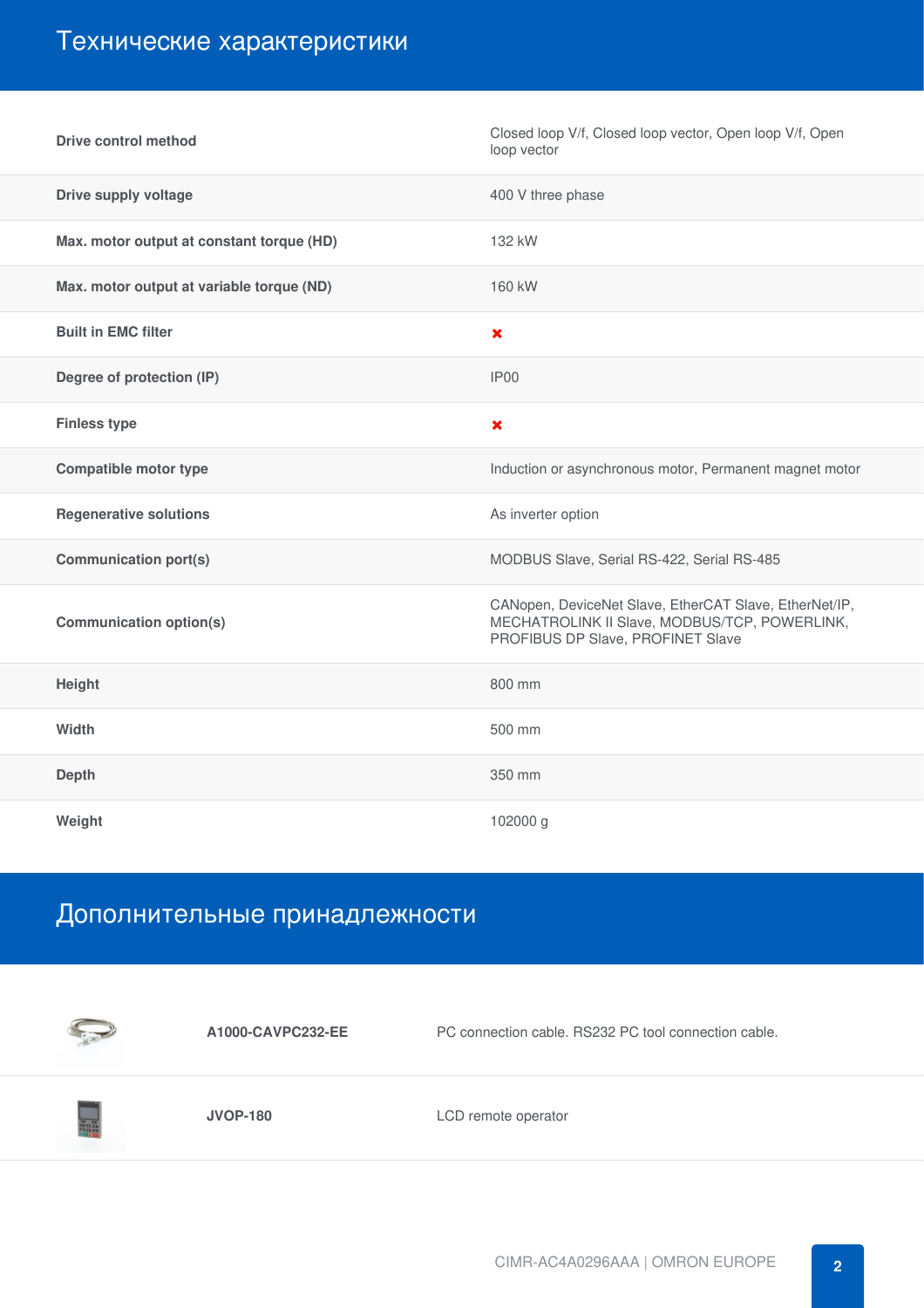## Технические характеристики

| | |
|---|---|
| **Drive control method** | Closed loop V/f, Closed loop vector, Open loop V/f, Open loop vector |
| **Drive supply voltage** | 400 V three phase |
| **Max. motor output at constant torque (HD)** | 132 kW |
| **Max. motor output at variable torque (ND)** | 160 kW |
| **Built in EMC filter** | ✖ |
| **Degree of protection (IP)** | IP00 |
| **Finless type** | ✖ |
| **Compatible motor type** | Induction or asynchronous motor, Permanent magnet motor |
| **Regenerative solutions** | As inverter option |
| **Communication port(s)** | MODBUS Slave, Serial RS-422, Serial RS-485 |
| **Communication option(s)** | CANopen, DeviceNet Slave, EtherCAT Slave, EtherNet/IP, MECHATROLINK II Slave, MODBUS/TCP, POWERLINK, PROFIBUS DP Slave, PROFINET Slave |
| **Height** | 800 mm |
| **Width** | 500 mm |
| **Depth** | 350 mm |
| **Weight** | 102000 g |

## Дополнительные принадлежности

| | |
|---|---|
| **A1000-CAVPC232-EE** | PC connection cable. RS232 PC tool connection cable. |
| **JVOP-180** | LCD remote operator |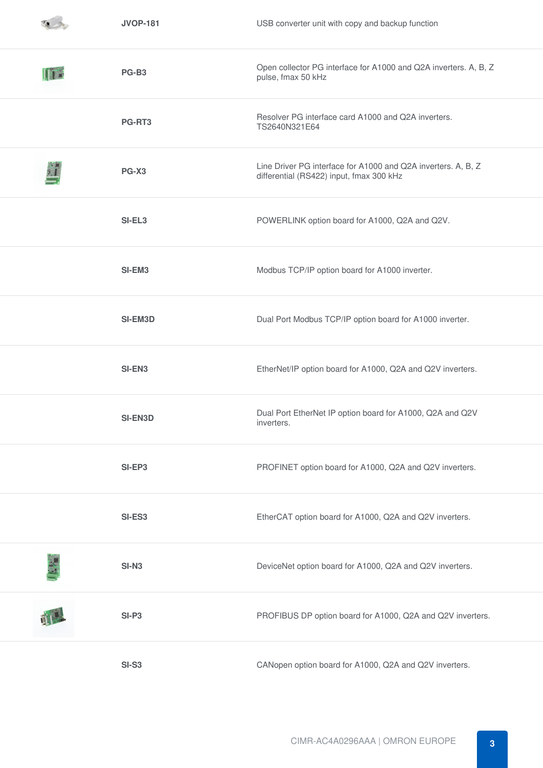| | | |
|---|---|---|
| | **JVOP-181** | USB converter unit with copy and backup function |
| | **PG-B3** | Open collector PG interface for A1000 and Q2A inverters. A, B, Z pulse, fmax 50 kHz |
| | **PG-RT3** | Resolver PG interface card A1000 and Q2A inverters. TS2640N321E64 |
| | **PG-X3** | Line Driver PG interface for A1000 and Q2A inverters. A, B, Z differential (RS422) input, fmax 300 kHz |
| | **SI-EL3** | POWERLINK option board for A1000, Q2A and Q2V. |
| | **SI-EM3** | Modbus TCP/IP option board for A1000 inverter. |
| | **SI-EM3D** | Dual Port Modbus TCP/IP option board for A1000 inverter. |
| | **SI-EN3** | EtherNet/IP option board for A1000, Q2A and Q2V inverters. |
| | **SI-EN3D** | Dual Port EtherNet IP option board for A1000, Q2A and Q2V inverters. |
| | **SI-EP3** | PROFINET option board for A1000, Q2A and Q2V inverters. |
| | **SI-ES3** | EtherCAT option board for A1000, Q2A and Q2V inverters. |
| | **SI-N3** | DeviceNet option board for A1000, Q2A and Q2V inverters. |
| | **SI-P3** | PROFIBUS DP option board for A1000, Q2A and Q2V inverters. |
| | **SI-S3** | CANopen option board for A1000, Q2A and Q2V inverters. |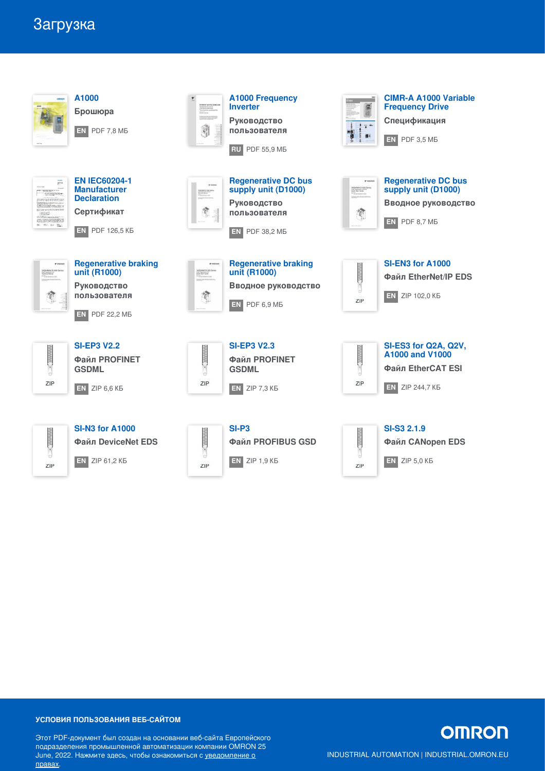# Загрузка

**A1000**
Брошюра
EN PDF 7,8 МБ

**A1000 Frequency Inverter**
Руководство пользователя
RU PDF 55,9 МБ

**CIMR-A A1000 Variable Frequency Drive**
Спецификация
EN PDF 3,5 МБ

**EN IEC60204-1 Manufacturer Declaration**
Сертификат
EN PDF 126,5 КБ

**Regenerative DC bus supply unit (D1000)**
Руководство пользователя
EN PDF 38,2 МБ

**Regenerative DC bus supply unit (D1000)**
Вводное руководство
EN PDF 8,7 МБ

**Regenerative braking unit (R1000)**
Руководство пользователя
EN PDF 22,2 МБ

**Regenerative braking unit (R1000)**
Вводное руководство
EN PDF 6,9 МБ

**SI-EN3 for A1000**
Файл EtherNet/IP EDS
EN ZIP 102,0 КБ

**SI-EP3 V2.2**
Файл PROFINET GSDML
EN ZIP 6,6 КБ

**SI-EP3 V2.3**
Файл PROFINET GSDML
EN ZIP 7,3 КБ

**SI-ES3 for Q2A, Q2V, A1000 and V1000**
Файл EtherCAT ESI
EN ZIP 244,7 КБ

**SI-N3 for A1000**
Файл DeviceNet EDS
EN ZIP 61,2 КБ

**SI-P3**
Файл PROFIBUS GSD
EN ZIP 1,9 КБ

**SI-S3 2.1.9**
Файл CANopen EDS
EN ZIP 5,0 КБ

**УСЛОВИЯ ПОЛЬЗОВАНИЯ ВЕБ-САЙТОМ**

Этот PDF-документ был создан на основании веб-сайта Европейского подразделения промышленной автоматизации компании OMRON 25 June, 2022. Нажмите здесь, чтобы ознакомиться с уведомление о правах.

OMRON

INDUSTRIAL AUTOMATION | INDUSTRIAL.OMRON.EU